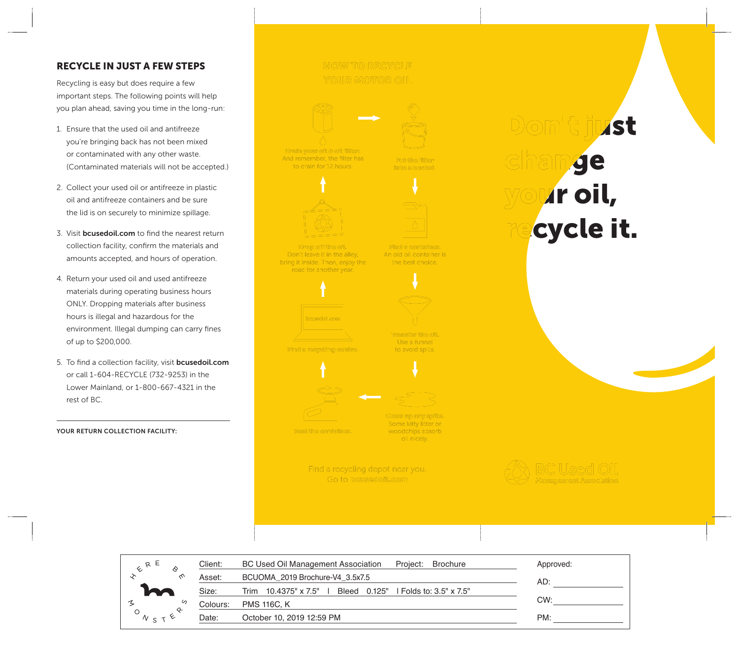## RECYCLE IN JUST A FEW STEPS

Recycling is easy but does require a few important steps. The following points will help you plan ahead, saving you time in the long-run:

1. Ensure that the used oil and antifreeze you're bringing back has not been mixed or contaminated with any other waste. (Contaminated materials will not be accepted.)
2. Collect your used oil or antifreeze in plastic oil and antifreeze containers and be sure the lid is on securely to minimize spillage.
3. Visit **bcusedoil.com** to find the nearest return collection facility, confirm the materials and amounts accepted, and hours of operation.
4. Return your used oil and used antifreeze materials during operating business hours ONLY. Dropping materials after business hours is illegal and hazardous for the environment. Illegal dumping can carry fines of up to $200,000.
5. To find a collection facility, visit **bcusedoil.com** or call 1-604-RECYCLE (732-9253) in the Lower Mainland, or 1-800-667-4321 in the rest of BC.

YOUR RETURN COLLECTION FACILITY:

## HOW TO RECYCLE YOUR MOTOR OIL

Drain your oil & oil filter. And remember, the filter has to drain for 12 hours.

Put the filter into a bucket.

Find a container. An old oil container is the best choice.

Transfer the oil. Use a funnel to avoid spills.

Clean up any spills. Some kitty litter or woodchips absorb oil nicely.

Seal the container.

bcusedoil.com

Find a recycling centre.

Drop off the oil. Don't leave it in the alley, bring it inside. Then, enjoy the road for another year.

Find a recycling depot near you. Go to bcusedoil.com

# Don't just change your oil, recycle it.

BC Used Oil Management Association

HERE BE MONSTERS

| Client: | BC Used Oil Management Association | Project: | Brochure | Approved: |
|---|---|---|---|---|
| Asset: | BCUOMA_2019 Brochure-V4_3.5x7.5 | | | AD: |
| Size: | Trim 10.4375" x 7.5" \| Bleed 0.125" \| Folds to: 3.5" x 7.5" | | | CW: |
| Colours: | PMS 116C, K | | | |
| Date: | October 10, 2019 12:59 PM | | | PM: |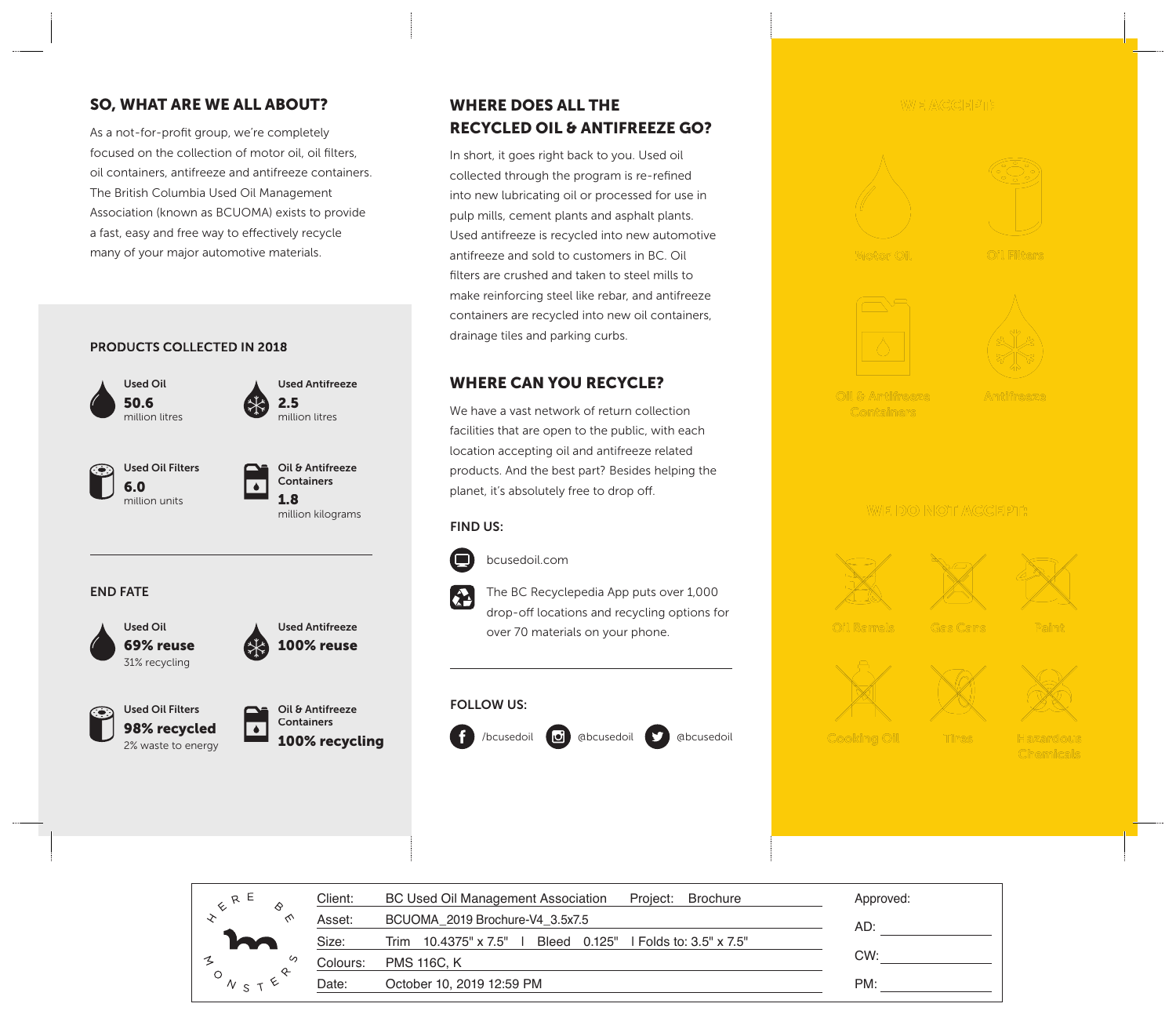## SO, WHAT ARE WE ALL ABOUT?

As a not-for-profit group, we're completely focused on the collection of motor oil, oil filters, oil containers, antifreeze and antifreeze containers. The British Columbia Used Oil Management Association (known as BCUOMA) exists to provide a fast, easy and free way to effectively recycle many of your major automotive materials.

### PRODUCTS COLLECTED IN 2018

**Used Oil**
**50.6**
million litres

**Used Antifreeze**
**2.5**
million litres

**Used Oil Filters**
**6.0**
million units

**Oil & Antifreeze Containers**
**1.8**
million kilograms

### END FATE

**Used Oil**
**69% reuse**
31% recycling

**Used Antifreeze**
**100% reuse**

**Used Oil Filters**
**98% recycled**
2% waste to energy

**Oil & Antifreeze Containers**
**100% recycling**

## WHERE DOES ALL THE RECYCLED OIL & ANTIFREEZE GO?

In short, it goes right back to you. Used oil collected through the program is re-refined into new lubricating oil or processed for use in pulp mills, cement plants and asphalt plants. Used antifreeze is recycled into new automotive antifreeze and sold to customers in BC. Oil filters are crushed and taken to steel mills to make reinforcing steel like rebar, and antifreeze containers are recycled into new oil containers, drainage tiles and parking curbs.

## WHERE CAN YOU RECYCLE?

We have a vast network of return collection facilities that are open to the public, with each location accepting oil and antifreeze related products. And the best part? Besides helping the planet, it's absolutely free to drop off.

### FIND US:

bcusedoil.com

The BC Recyclepedia App puts over 1,000 drop-off locations and recycling options for over 70 materials on your phone.

### FOLLOW US:

/bcusedoil @bcusedoil @bcusedoil

## WE ACCEPT:

Motor Oil
Oil Filters
Oil & Antifreeze Containers
Antifreeze

## WE DO NOT ACCEPT:

Oil Barrels
Gas Cans
Paint
Cooking Oil
Tires
Hazardous Chemicals

HERE BE MONSTERS

| | | | |
|---|---|---|---|
| Client: | BC Used Oil Management Association | Project: Brochure | Approved: |
| Asset: | BCUOMA_2019 Brochure-V4_3.5x7.5 | | AD: |
| Size: | Trim 10.4375" x 7.5" I Bleed 0.125" I Folds to: 3.5" x 7.5" | | CW: |
| Colours: | PMS 116C, K | | PM: |
| Date: | October 10, 2019 12:59 PM | | |